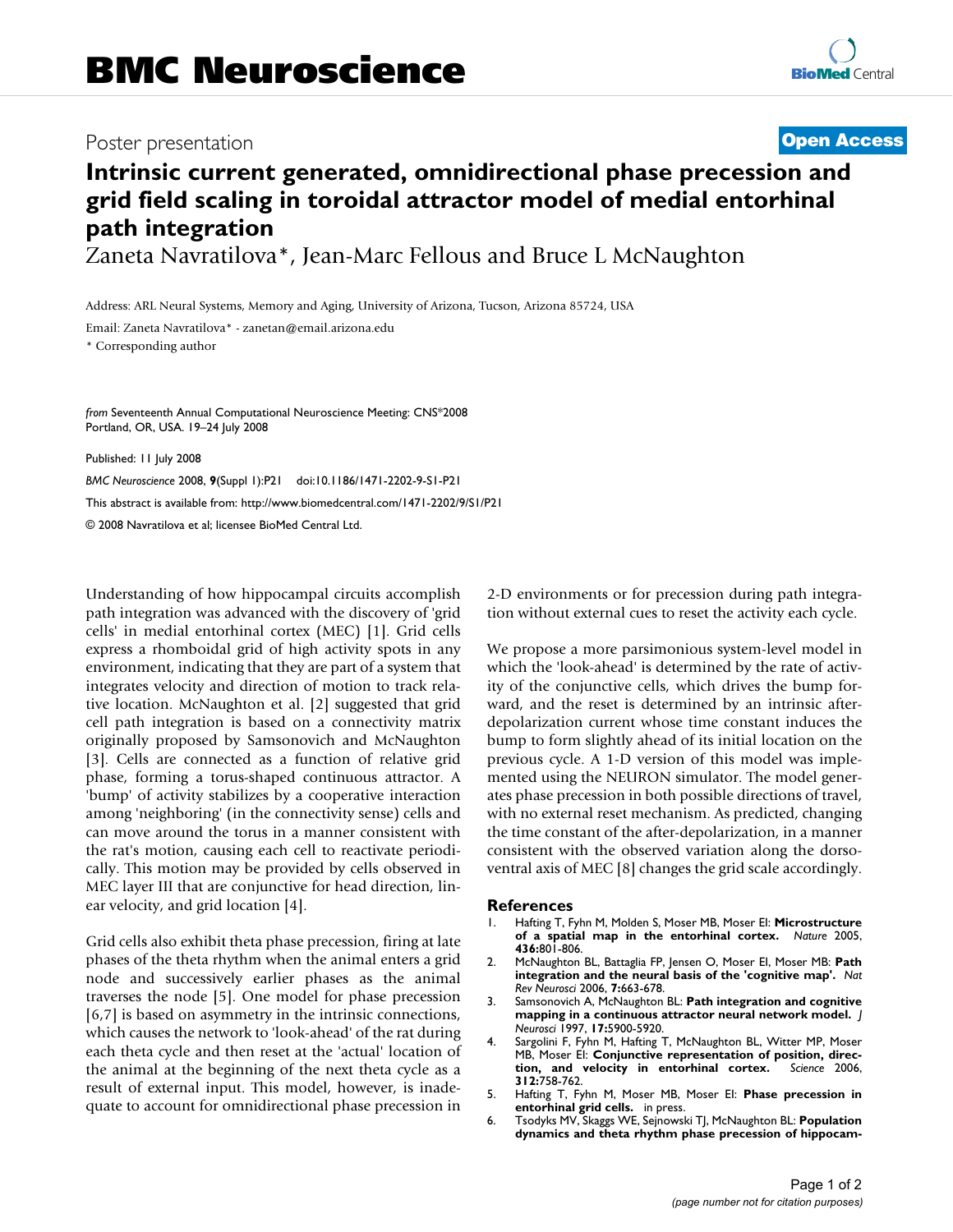Poster presentation

**Open Access**

# Intrinsic current generated, omnidirectional phase precession and grid field scaling in toroidal attractor model of medial entorhinal path integration

Zaneta Navratilova*, Jean-Marc Fellous and Bruce L McNaughton

Address: ARL Neural Systems, Memory and Aging, University of Arizona, Tucson, Arizona 85724, USA

Email: Zaneta Navratilova* - zanetan@email.arizona.edu

\* Corresponding author

*from* Seventeenth Annual Computational Neuroscience Meeting: CNS*2008
Portland, OR, USA. 19–24 July 2008

Published: 11 July 2008

*BMC Neuroscience* 2008, **9**(Suppl 1):P21 doi:10.1186/1471-2202-9-S1-P21

This abstract is available from: http://www.biomedcentral.com/1471-2202/9/S1/P21

© 2008 Navratilova et al; licensee BioMed Central Ltd.

Understanding of how hippocampal circuits accomplish path integration was advanced with the discovery of 'grid cells' in medial entorhinal cortex (MEC) [1]. Grid cells express a rhomboidal grid of high activity spots in any environment, indicating that they are part of a system that integrates velocity and direction of motion to track relative location. McNaughton et al. [2] suggested that grid cell path integration is based on a connectivity matrix originally proposed by Samsonovich and McNaughton [3]. Cells are connected as a function of relative grid phase, forming a torus-shaped continuous attractor. A 'bump' of activity stabilizes by a cooperative interaction among 'neighboring' (in the connectivity sense) cells and can move around the torus in a manner consistent with the rat's motion, causing each cell to reactivate periodically. This motion may be provided by cells observed in MEC layer III that are conjunctive for head direction, linear velocity, and grid location [4].

Grid cells also exhibit theta phase precession, firing at late phases of the theta rhythm when the animal enters a grid node and successively earlier phases as the animal traverses the node [5]. One model for phase precession [6,7] is based on asymmetry in the intrinsic connections, which causes the network to 'look-ahead' of the rat during each theta cycle and then reset at the 'actual' location of the animal at the beginning of the next theta cycle as a result of external input. This model, however, is inadequate to account for omnidirectional phase precession in 2-D environments or for precession during path integration without external cues to reset the activity each cycle.

We propose a more parsimonious system-level model in which the 'look-ahead' is determined by the rate of activity of the conjunctive cells, which drives the bump forward, and the reset is determined by an intrinsic after-depolarization current whose time constant induces the bump to form slightly ahead of its initial location on the previous cycle. A 1-D version of this model was implemented using the NEURON simulator. The model generates phase precession in both possible directions of travel, with no external reset mechanism. As predicted, changing the time constant of the after-depolarization, in a manner consistent with the observed variation along the dorso-ventral axis of MEC [8] changes the grid scale accordingly.

## References

1. Hafting T, Fyhn M, Molden S, Moser MB, Moser EI: **Microstructure of a spatial map in the entorhinal cortex.** *Nature* 2005, **436:**801-806.
2. McNaughton BL, Battaglia FP, Jensen O, Moser EI, Moser MB: **Path integration and the neural basis of the 'cognitive map'.** *Nat Rev Neurosci* 2006, **7:**663-678.
3. Samsonovich A, McNaughton BL: **Path integration and cognitive mapping in a continuous attractor neural network model.** *J Neurosci* 1997, **17:**5900-5920.
4. Sargolini F, Fyhn M, Hafting T, McNaughton BL, Witter MP, Moser MB, Moser EI: **Conjunctive representation of position, direction, and velocity in entorhinal cortex.** *Science* 2006, **312:**758-762.
5. Hafting T, Fyhn M, Moser MB, Moser EI: **Phase precession in entorhinal grid cells.** in press.
6. Tsodyks MV, Skaggs WE, Sejnowski TJ, McNaughton BL: **Population dynamics and theta rhythm phase precession of hippocam-**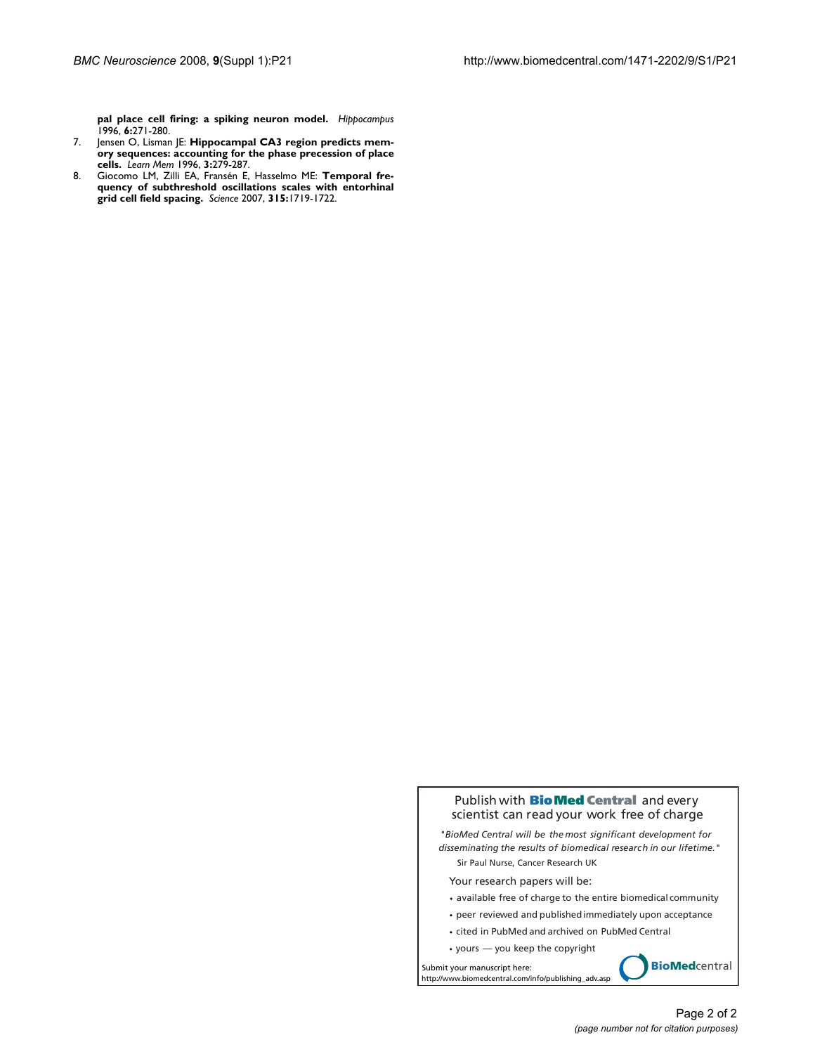pal place cell firing: a spiking neuron model.** *Hippocampus* 1996, **6:**271-280.

7. Jensen O, Lisman JE: **Hippocampal CA3 region predicts memory sequences: accounting for the phase precession of place cells.** *Learn Mem* 1996, **3:**279-287.
8. Giocomo LM, Zilli EA, Fransén E, Hasselmo ME: **Temporal frequency of subthreshold oscillations scales with entorhinal grid cell field spacing.** *Science* 2007, **315:**1719-1722.

Publish with **BioMed Central** and every scientist can read your work free of charge

*"BioMed Central will be the most significant development for disseminating the results of biomedical research in our lifetime."*

Sir Paul Nurse, Cancer Research UK

Your research papers will be:

- available free of charge to the entire biomedical community
- peer reviewed and published immediately upon acceptance
- cited in PubMed and archived on PubMed Central
- yours — you keep the copyright

Submit your manuscript here:
http://www.biomedcentral.com/info/publishing_adv.asp

**BioMed**central